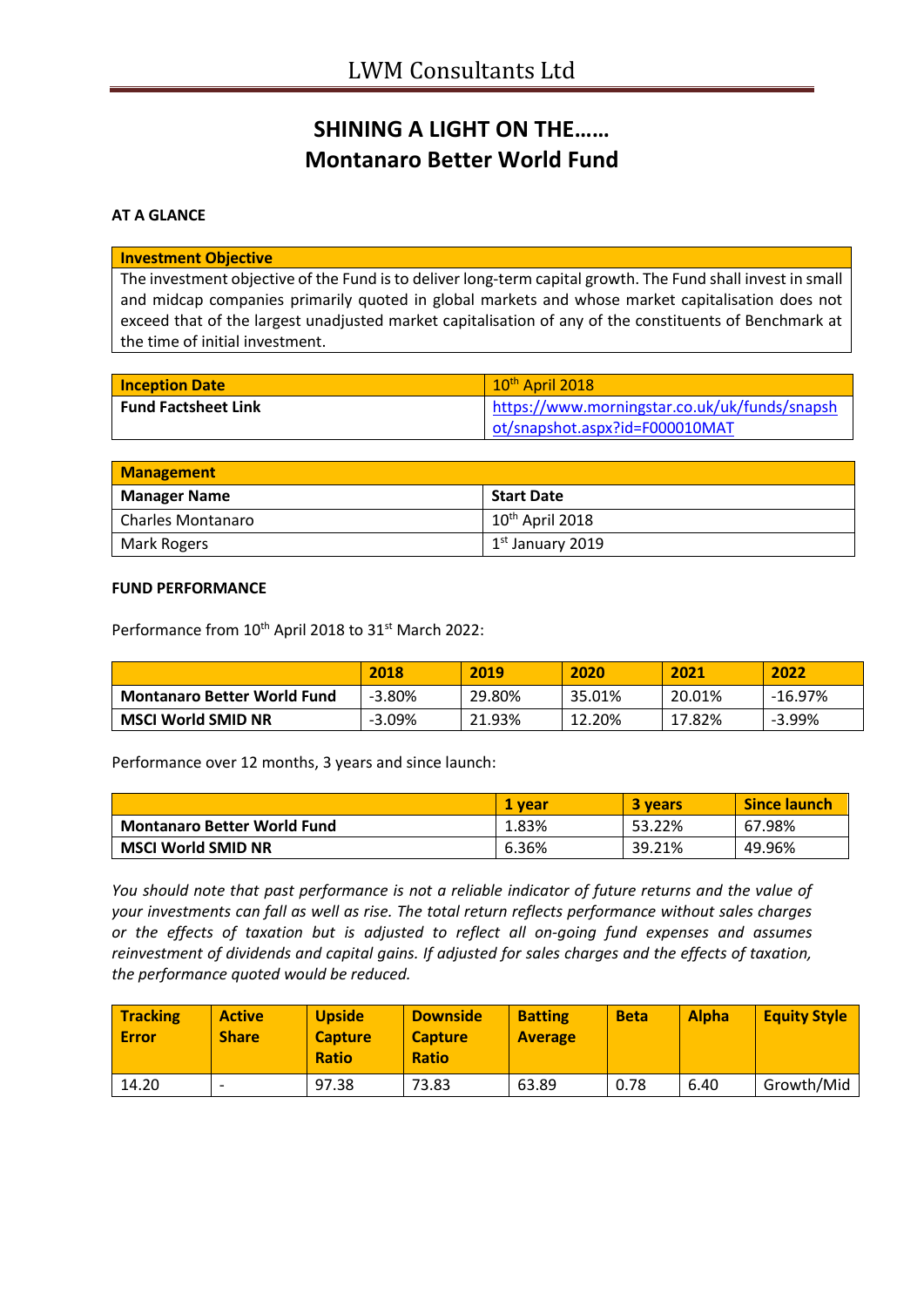# LWM Consultants Ltd

## SHINING A LIGHT ON THE……
## Montanaro Better World Fund

**AT A GLANCE**

| Investment Objective |
| --- |
| The investment objective of the Fund is to deliver long-term capital growth. The Fund shall invest in small and midcap companies primarily quoted in global markets and whose market capitalisation does not exceed that of the largest unadjusted market capitalisation of any of the constituents of Benchmark at the time of initial investment. |

| Inception Date | 10th April 2018 |
| --- | --- |
| Fund Factsheet Link | https://www.morningstar.co.uk/uk/funds/snapshot/snapshot.aspx?id=F000010MAT |

| Management | |
| --- | --- |
| **Manager Name** | **Start Date** |
| Charles Montanaro | 10th April 2018 |
| Mark Rogers | 1st January 2019 |

**FUND PERFORMANCE**

Performance from 10th April 2018 to 31st March 2022:

| | 2018 | 2019 | 2020 | 2021 | 2022 |
| --- | --- | --- | --- | --- | --- |
| **Montanaro Better World Fund** | -3.80% | 29.80% | 35.01% | 20.01% | -16.97% |
| **MSCI World SMID NR** | -3.09% | 21.93% | 12.20% | 17.82% | -3.99% |

Performance over 12 months, 3 years and since launch:

| | 1 year | 3 years | Since launch |
| --- | --- | --- | --- |
| **Montanaro Better World Fund** | 1.83% | 53.22% | 67.98% |
| **MSCI World SMID NR** | 6.36% | 39.21% | 49.96% |

*You should note that past performance is not a reliable indicator of future returns and the value of your investments can fall as well as rise. The total return reflects performance without sales charges or the effects of taxation but is adjusted to reflect all on-going fund expenses and assumes reinvestment of dividends and capital gains. If adjusted for sales charges and the effects of taxation, the performance quoted would be reduced.*

| Tracking Error | Active Share | Upside Capture Ratio | Downside Capture Ratio | Batting Average | Beta | Alpha | Equity Style |
| --- | --- | --- | --- | --- | --- | --- | --- |
| 14.20 | - | 97.38 | 73.83 | 63.89 | 0.78 | 6.40 | Growth/Mid |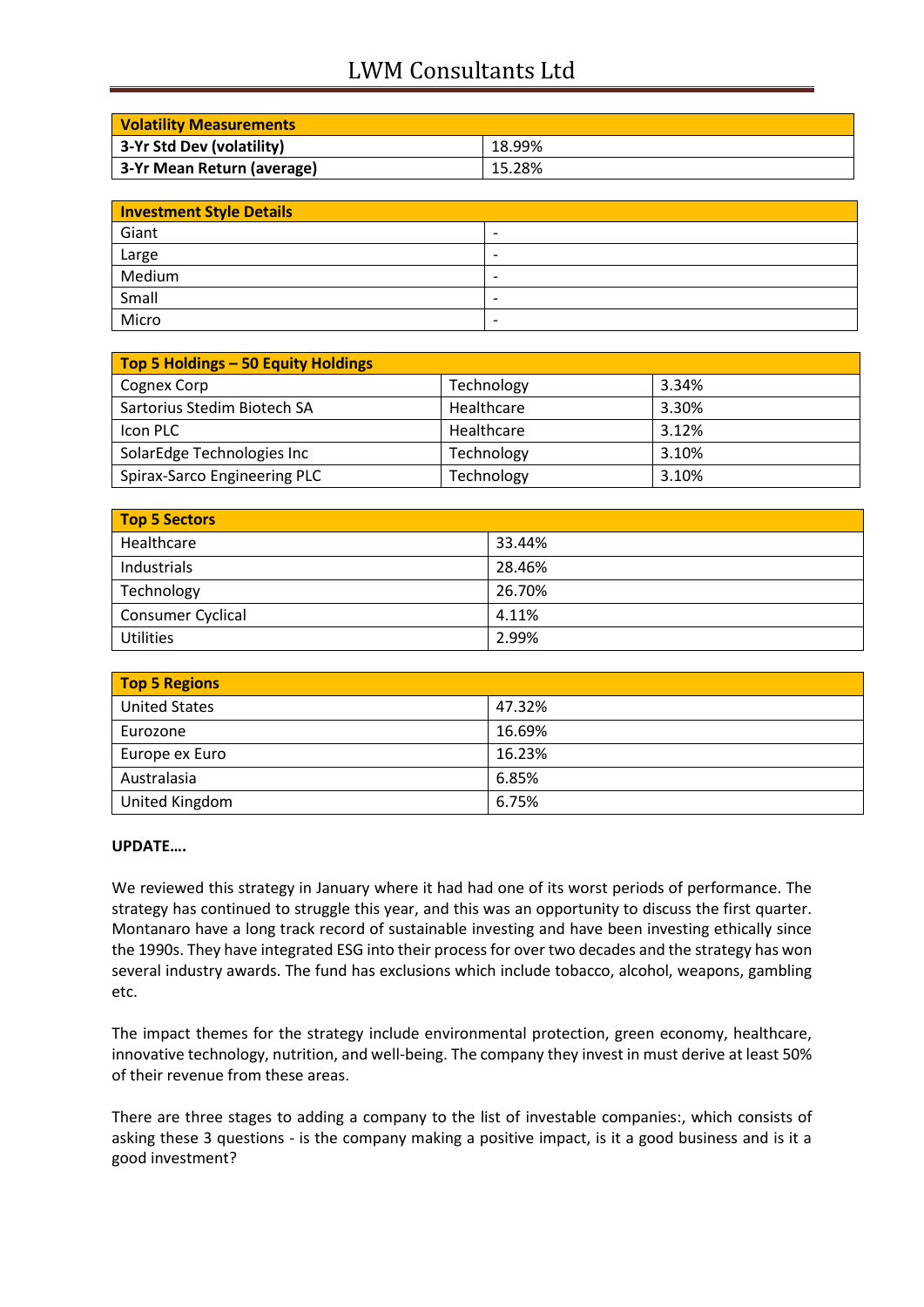| Volatility Measurements | |
|---|---|
| 3-Yr Std Dev (volatility) | 18.99% |
| 3-Yr Mean Return (average) | 15.28% |

| Investment Style Details | |
|---|---|
| Giant | - |
| Large | - |
| Medium | - |
| Small | - |
| Micro | - |

| Top 5 Holdings – 50 Equity Holdings | | |
|---|---|---|
| Cognex Corp | Technology | 3.34% |
| Sartorius Stedim Biotech SA | Healthcare | 3.30% |
| Icon PLC | Healthcare | 3.12% |
| SolarEdge Technologies Inc | Technology | 3.10% |
| Spirax-Sarco Engineering PLC | Technology | 3.10% |

| Top 5 Sectors | |
|---|---|
| Healthcare | 33.44% |
| Industrials | 28.46% |
| Technology | 26.70% |
| Consumer Cyclical | 4.11% |
| Utilities | 2.99% |

| Top 5 Regions | |
|---|---|
| United States | 47.32% |
| Eurozone | 16.69% |
| Europe ex Euro | 16.23% |
| Australasia | 6.85% |
| United Kingdom | 6.75% |

**UPDATE….**

We reviewed this strategy in January where it had had one of its worst periods of performance. The strategy has continued to struggle this year, and this was an opportunity to discuss the first quarter. Montanaro have a long track record of sustainable investing and have been investing ethically since the 1990s. They have integrated ESG into their process for over two decades and the strategy has won several industry awards. The fund has exclusions which include tobacco, alcohol, weapons, gambling etc.

The impact themes for the strategy include environmental protection, green economy, healthcare, innovative technology, nutrition, and well-being. The company they invest in must derive at least 50% of their revenue from these areas.

There are three stages to adding a company to the list of investable companies:, which consists of asking these 3 questions - is the company making a positive impact, is it a good business and is it a good investment?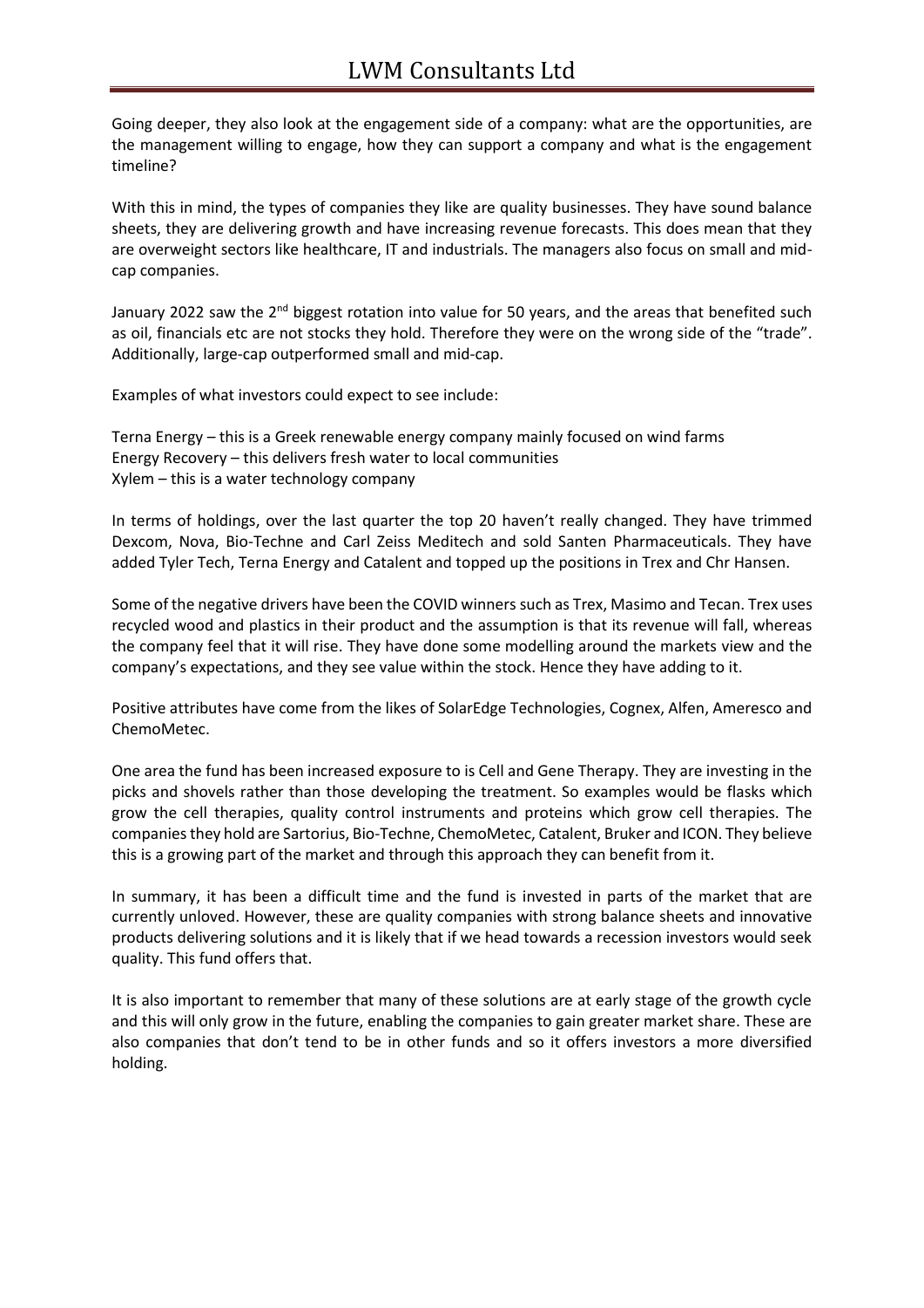Going deeper, they also look at the engagement side of a company: what are the opportunities, are the management willing to engage, how they can support a company and what is the engagement timeline?

With this in mind, the types of companies they like are quality businesses. They have sound balance sheets, they are delivering growth and have increasing revenue forecasts. This does mean that they are overweight sectors like healthcare, IT and industrials. The managers also focus on small and mid-cap companies.

January 2022 saw the 2nd biggest rotation into value for 50 years, and the areas that benefited such as oil, financials etc are not stocks they hold. Therefore they were on the wrong side of the "trade". Additionally, large-cap outperformed small and mid-cap.

Examples of what investors could expect to see include:

Terna Energy – this is a Greek renewable energy company mainly focused on wind farms
Energy Recovery – this delivers fresh water to local communities
Xylem – this is a water technology company

In terms of holdings, over the last quarter the top 20 haven't really changed. They have trimmed Dexcom, Nova, Bio-Techne and Carl Zeiss Meditech and sold Santen Pharmaceuticals. They have added Tyler Tech, Terna Energy and Catalent and topped up the positions in Trex and Chr Hansen.

Some of the negative drivers have been the COVID winners such as Trex, Masimo and Tecan. Trex uses recycled wood and plastics in their product and the assumption is that its revenue will fall, whereas the company feel that it will rise. They have done some modelling around the markets view and the company's expectations, and they see value within the stock. Hence they have adding to it.

Positive attributes have come from the likes of SolarEdge Technologies, Cognex, Alfen, Ameresco and ChemoMetec.

One area the fund has been increased exposure to is Cell and Gene Therapy. They are investing in the picks and shovels rather than those developing the treatment. So examples would be flasks which grow the cell therapies, quality control instruments and proteins which grow cell therapies. The companies they hold are Sartorius, Bio-Techne, ChemoMetec, Catalent, Bruker and ICON. They believe this is a growing part of the market and through this approach they can benefit from it.

In summary, it has been a difficult time and the fund is invested in parts of the market that are currently unloved. However, these are quality companies with strong balance sheets and innovative products delivering solutions and it is likely that if we head towards a recession investors would seek quality. This fund offers that.

It is also important to remember that many of these solutions are at early stage of the growth cycle and this will only grow in the future, enabling the companies to gain greater market share. These are also companies that don't tend to be in other funds and so it offers investors a more diversified holding.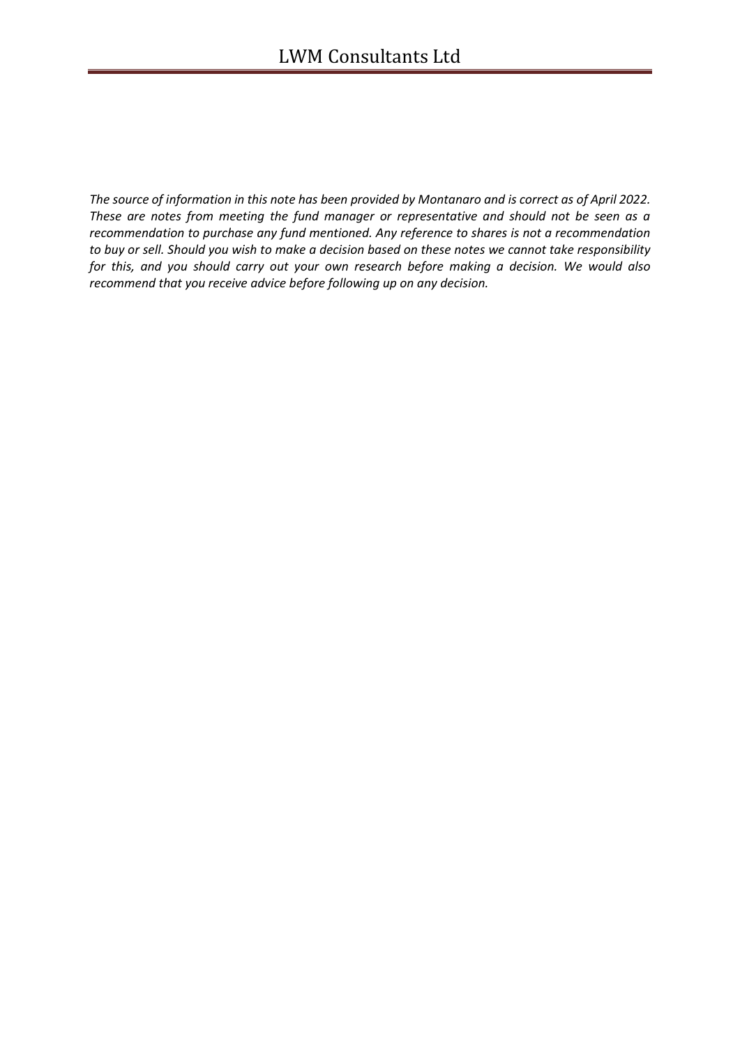*The source of information in this note has been provided by Montanaro and is correct as of April 2022. These are notes from meeting the fund manager or representative and should not be seen as a recommendation to purchase any fund mentioned. Any reference to shares is not a recommendation to buy or sell. Should you wish to make a decision based on these notes we cannot take responsibility for this, and you should carry out your own research before making a decision. We would also recommend that you receive advice before following up on any decision.*